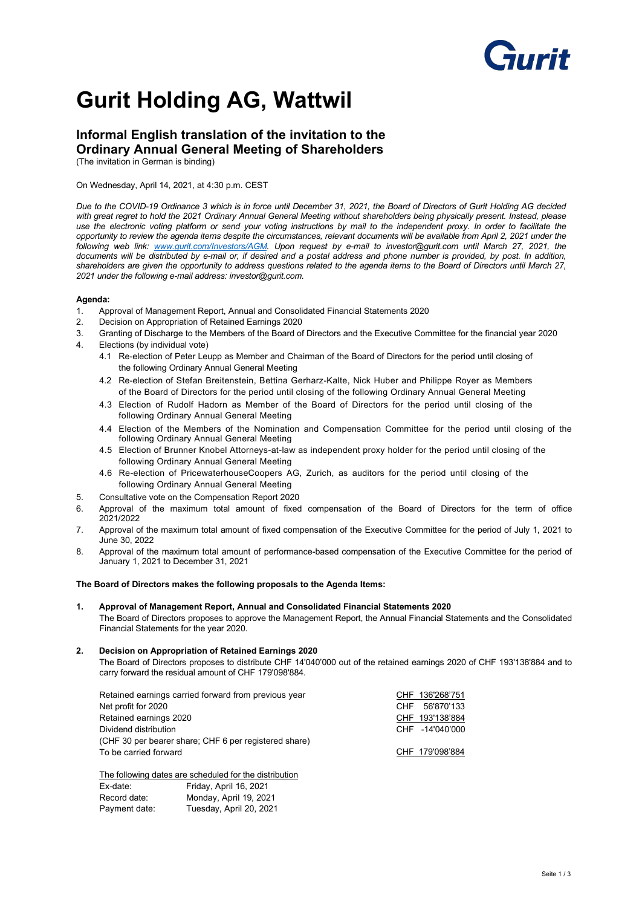# Gurit Holding AG, Wattwil

## Informal English translation of the invitation to the Ordinary Annual General Meeting of Shareholders

(The invitation in German is binding)

On Wednesday, April 14, 2021, at 4:30 p.m. CEST

*Due to the COVID-19 Ordinance 3 which is in force until December 31, 2021, the Board of Directors of Gurit Holding AG decided with great regret to hold the 2021 Ordinary Annual General Meeting without shareholders being physically present. Instead, please use the electronic voting platform or send your voting instructions by mail to the independent proxy. In order to facilitate the opportunity to review the agenda items despite the circumstances, relevant documents will be available from April 2, 2021 under the following web link: [www.gurit.com/Investors/AGM](www.gurit.com/Investors/AGM). Upon request by e-mail to investor@gurit.com until March 27, 2021, the documents will be distributed by e-mail or, if desired and a postal address and phone number is provided, by post. In addition, shareholders are given the opportunity to address questions related to the agenda items to the Board of Directors until March 27, 2021 under the following e-mail address: investor@gurit.com.*

**Agenda:**

1. Approval of Management Report, Annual and Consolidated Financial Statements 2020
2. Decision on Appropriation of Retained Earnings 2020
3. Granting of Discharge to the Members of the Board of Directors and the Executive Committee for the financial year 2020
4. Elections (by individual vote)
   - 4.1 Re-election of Peter Leupp as Member and Chairman of the Board of Directors for the period until closing of the following Ordinary Annual General Meeting
   - 4.2 Re-election of Stefan Breitenstein, Bettina Gerharz-Kalte, Nick Huber and Philippe Royer as Members of the Board of Directors for the period until closing of the following Ordinary Annual General Meeting
   - 4.3 Election of Rudolf Hadorn as Member of the Board of Directors for the period until closing of the following Ordinary Annual General Meeting
   - 4.4 Election of the Members of the Nomination and Compensation Committee for the period until closing of the following Ordinary Annual General Meeting
   - 4.5 Election of Brunner Knobel Attorneys-at-law as independent proxy holder for the period until closing of the following Ordinary Annual General Meeting
   - 4.6 Re-election of PricewaterhouseCoopers AG, Zurich, as auditors for the period until closing of the following Ordinary Annual General Meeting
5. Consultative vote on the Compensation Report 2020
6. Approval of the maximum total amount of fixed compensation of the Board of Directors for the term of office 2021/2022
7. Approval of the maximum total amount of fixed compensation of the Executive Committee for the period of July 1, 2021 to June 30, 2022
8. Approval of the maximum total amount of performance-based compensation of the Executive Committee for the period of January 1, 2021 to December 31, 2021

**The Board of Directors makes the following proposals to the Agenda Items:**

**1. Approval of Management Report, Annual and Consolidated Financial Statements 2020**

The Board of Directors proposes to approve the Management Report, the Annual Financial Statements and the Consolidated Financial Statements for the year 2020.

**2. Decision on Appropriation of Retained Earnings 2020**

The Board of Directors proposes to distribute CHF 14'040'000 out of the retained earnings 2020 of CHF 193'138'884 and to carry forward the residual amount of CHF 179'098'884.

| | |
|---|---|
| Retained earnings carried forward from previous year | CHF 136'268'751 |
| Net profit for 2020 | CHF 56'870'133 |
| Retained earnings 2020 | CHF 193'138'884 |
| Dividend distribution (CHF 30 per bearer share; CHF 6 per registered share) | CHF -14'040'000 |
| To be carried forward | CHF 179'098'884 |

The following dates are scheduled for the distribution

| | |
|---|---|
| Ex-date: | Friday, April 16, 2021 |
| Record date: | Monday, April 19, 2021 |
| Payment date: | Tuesday, April 20, 2021 |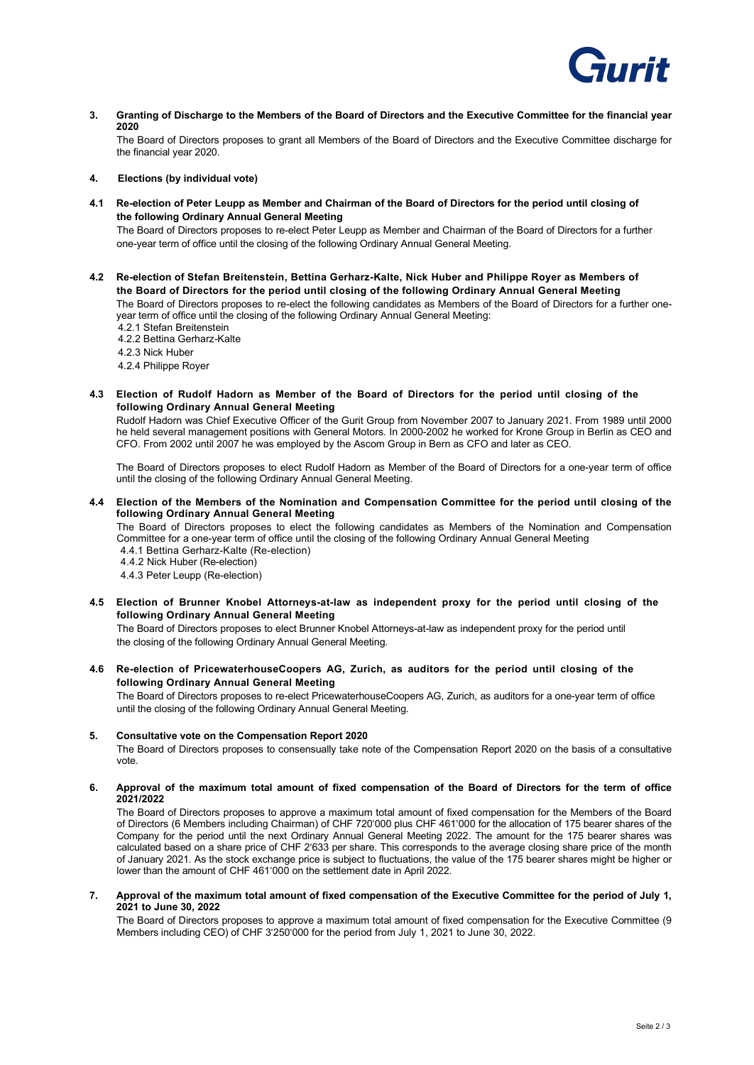**3. Granting of Discharge to the Members of the Board of Directors and the Executive Committee for the financial year 2020**

The Board of Directors proposes to grant all Members of the Board of Directors and the Executive Committee discharge for the financial year 2020.

**4. Elections (by individual vote)**

**4.1 Re-election of Peter Leupp as Member and Chairman of the Board of Directors for the period until closing of the following Ordinary Annual General Meeting**

The Board of Directors proposes to re-elect Peter Leupp as Member and Chairman of the Board of Directors for a further one-year term of office until the closing of the following Ordinary Annual General Meeting.

**4.2 Re-election of Stefan Breitenstein, Bettina Gerharz-Kalte, Nick Huber and Philippe Royer as Members of the Board of Directors for the period until closing of the following Ordinary Annual General Meeting**

The Board of Directors proposes to re-elect the following candidates as Members of the Board of Directors for a further one-year term of office until the closing of the following Ordinary Annual General Meeting:

4.2.1 Stefan Breitenstein
4.2.2 Bettina Gerharz-Kalte
4.2.3 Nick Huber
4.2.4 Philippe Royer

**4.3 Election of Rudolf Hadorn as Member of the Board of Directors for the period until closing of the following Ordinary Annual General Meeting**

Rudolf Hadorn was Chief Executive Officer of the Gurit Group from November 2007 to January 2021. From 1989 until 2000 he held several management positions with General Motors. In 2000-2002 he worked for Krone Group in Berlin as CEO and CFO. From 2002 until 2007 he was employed by the Ascom Group in Bern as CFO and later as CEO.

The Board of Directors proposes to elect Rudolf Hadorn as Member of the Board of Directors for a one-year term of office until the closing of the following Ordinary Annual General Meeting.

**4.4 Election of the Members of the Nomination and Compensation Committee for the period until closing of the following Ordinary Annual General Meeting**

The Board of Directors proposes to elect the following candidates as Members of the Nomination and Compensation Committee for a one-year term of office until the closing of the following Ordinary Annual General Meeting

4.4.1 Bettina Gerharz-Kalte (Re-election)
4.4.2 Nick Huber (Re-election)
4.4.3 Peter Leupp (Re-election)

**4.5 Election of Brunner Knobel Attorneys-at-law as independent proxy for the period until closing of the following Ordinary Annual General Meeting**

The Board of Directors proposes to elect Brunner Knobel Attorneys-at-law as independent proxy for the period until the closing of the following Ordinary Annual General Meeting.

**4.6 Re-election of PricewaterhouseCoopers AG, Zurich, as auditors for the period until closing of the following Ordinary Annual General Meeting**

The Board of Directors proposes to re-elect PricewaterhouseCoopers AG, Zurich, as auditors for a one-year term of office until the closing of the following Ordinary Annual General Meeting.

**5. Consultative vote on the Compensation Report 2020**

The Board of Directors proposes to consensually take note of the Compensation Report 2020 on the basis of a consultative vote.

**6. Approval of the maximum total amount of fixed compensation of the Board of Directors for the term of office 2021/2022**

The Board of Directors proposes to approve a maximum total amount of fixed compensation for the Members of the Board of Directors (6 Members including Chairman) of CHF 720'000 plus CHF 461'000 for the allocation of 175 bearer shares of the Company for the period until the next Ordinary Annual General Meeting 2022. The amount for the 175 bearer shares was calculated based on a share price of CHF 2'633 per share. This corresponds to the average closing share price of the month of January 2021. As the stock exchange price is subject to fluctuations, the value of the 175 bearer shares might be higher or lower than the amount of CHF 461'000 on the settlement date in April 2022.

**7. Approval of the maximum total amount of fixed compensation of the Executive Committee for the period of July 1, 2021 to June 30, 2022**

The Board of Directors proposes to approve a maximum total amount of fixed compensation for the Executive Committee (9 Members including CEO) of CHF 3'250'000 for the period from July 1, 2021 to June 30, 2022.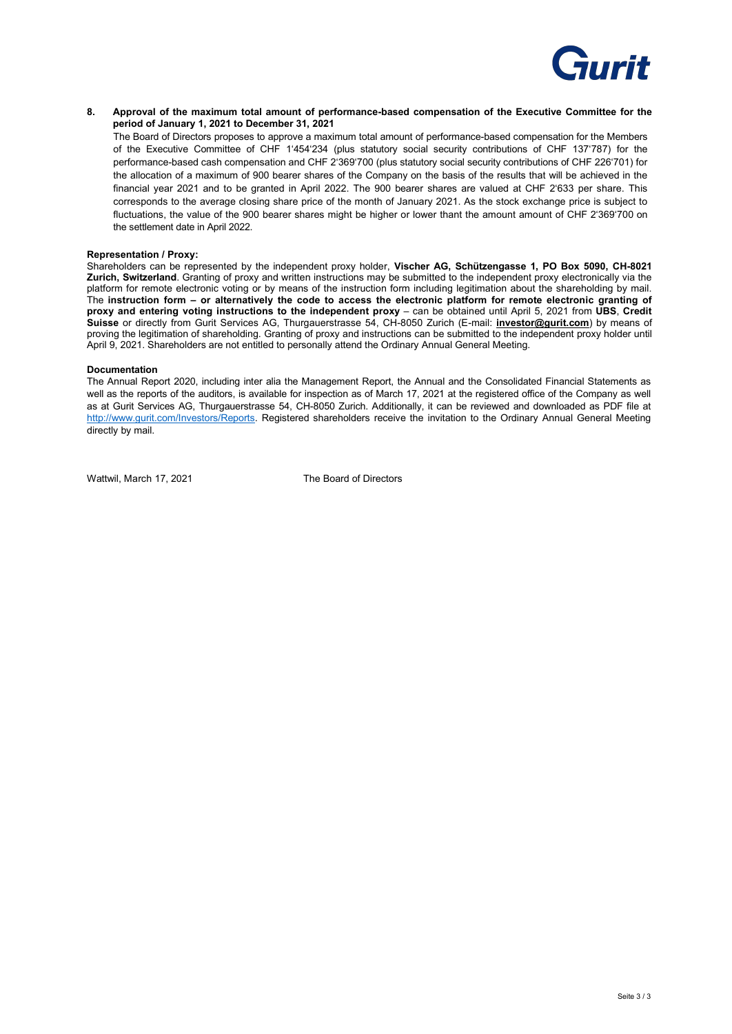**8. Approval of the maximum total amount of performance-based compensation of the Executive Committee for the period of January 1, 2021 to December 31, 2021**

The Board of Directors proposes to approve a maximum total amount of performance-based compensation for the Members of the Executive Committee of CHF 1'454'234 (plus statutory social security contributions of CHF 137'787) for the performance-based cash compensation and CHF 2'369'700 (plus statutory social security contributions of CHF 226'701) for the allocation of a maximum of 900 bearer shares of the Company on the basis of the results that will be achieved in the financial year 2021 and to be granted in April 2022. The 900 bearer shares are valued at CHF 2'633 per share. This corresponds to the average closing share price of the month of January 2021. As the stock exchange price is subject to fluctuations, the value of the 900 bearer shares might be higher or lower thant the amount amount of CHF 2'369'700 on the settlement date in April 2022.

**Representation / Proxy:**

Shareholders can be represented by the independent proxy holder, **Vischer AG, Schützengasse 1, PO Box 5090, CH-8021 Zurich, Switzerland**. Granting of proxy and written instructions may be submitted to the independent proxy electronically via the platform for remote electronic voting or by means of the instruction form including legitimation about the shareholding by mail. The **instruction form – or alternatively the code to access the electronic platform for remote electronic granting of proxy and entering voting instructions to the independent proxy** – can be obtained until April 5, 2021 from **UBS**, **Credit Suisse** or directly from Gurit Services AG, Thurgauerstrasse 54, CH-8050 Zurich (E-mail: **investor@gurit.com**) by means of proving the legitimation of shareholding. Granting of proxy and instructions can be submitted to the independent proxy holder until April 9, 2021. Shareholders are not entitled to personally attend the Ordinary Annual General Meeting.

**Documentation**

The Annual Report 2020, including inter alia the Management Report, the Annual and the Consolidated Financial Statements as well as the reports of the auditors, is available for inspection as of March 17, 2021 at the registered office of the Company as well as at Gurit Services AG, Thurgauerstrasse 54, CH-8050 Zurich. Additionally, it can be reviewed and downloaded as PDF file at http://www.gurit.com/Investors/Reports. Registered shareholders receive the invitation to the Ordinary Annual General Meeting directly by mail.

Wattwil, March 17, 2021 The Board of Directors